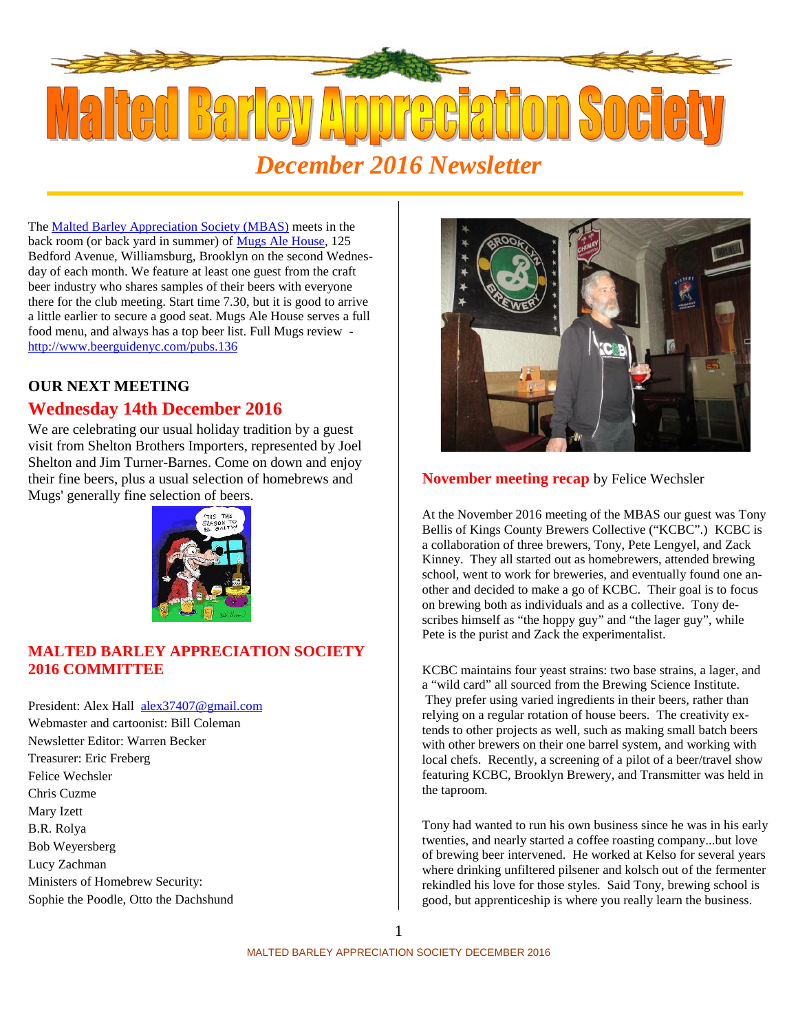# Malted Barley Appreciation Society

*December 2016 Newsletter*

The Malted Barley Appreciation Society (MBAS) meets in the back room (or back yard in summer) of Mugs Ale House, 125 Bedford Avenue, Williamsburg, Brooklyn on the second Wednesday of each month. We feature at least one guest from the craft beer industry who shares samples of their beers with everyone there for the club meeting. Start time 7.30, but it is good to arrive a little earlier to secure a good seat. Mugs Ale House serves a full food menu, and always has a top beer list. Full Mugs review - http://www.beerguidenyc.com/pubs.136

## OUR NEXT MEETING

## Wednesday 14th December 2016

We are celebrating our usual holiday tradition by a guest visit from Shelton Brothers Importers, represented by Joel Shelton and Jim Turner-Barnes. Come on down and enjoy their fine beers, plus a usual selection of homebrews and Mugs' generally fine selection of beers.

## MALTED BARLEY APPRECIATION SOCIETY 2016 COMMITTEE

President: Alex Hall alex37407@gmail.com
Webmaster and cartoonist: Bill Coleman
Newsletter Editor: Warren Becker
Treasurer: Eric Freberg
Felice Wechsler
Chris Cuzme
Mary Izett
B.R. Rolya
Bob Weyersberg
Lucy Zachman
Ministers of Homebrew Security:
Sophie the Poodle, Otto the Dachshund

## November meeting recap by Felice Wechsler

At the November 2016 meeting of the MBAS our guest was Tony Bellis of Kings County Brewers Collective ("KCBC".) KCBC is a collaboration of three brewers, Tony, Pete Lengyel, and Zack Kinney. They all started out as homebrewers, attended brewing school, went to work for breweries, and eventually found one another and decided to make a go of KCBC. Their goal is to focus on brewing both as individuals and as a collective. Tony describes himself as "the hoppy guy" and "the lager guy", while Pete is the purist and Zack the experimentalist.

KCBC maintains four yeast strains: two base strains, a lager, and a "wild card" all sourced from the Brewing Science Institute. They prefer using varied ingredients in their beers, rather than relying on a regular rotation of house beers. The creativity extends to other projects as well, such as making small batch beers with other brewers on their one barrel system, and working with local chefs. Recently, a screening of a pilot of a beer/travel show featuring KCBC, Brooklyn Brewery, and Transmitter was held in the taproom.

Tony had wanted to run his own business since he was in his early twenties, and nearly started a coffee roasting company...but love of brewing beer intervened. He worked at Kelso for several years where drinking unfiltered pilsener and kolsch out of the fermenter rekindled his love for those styles. Said Tony, brewing school is good, but apprenticeship is where you really learn the business.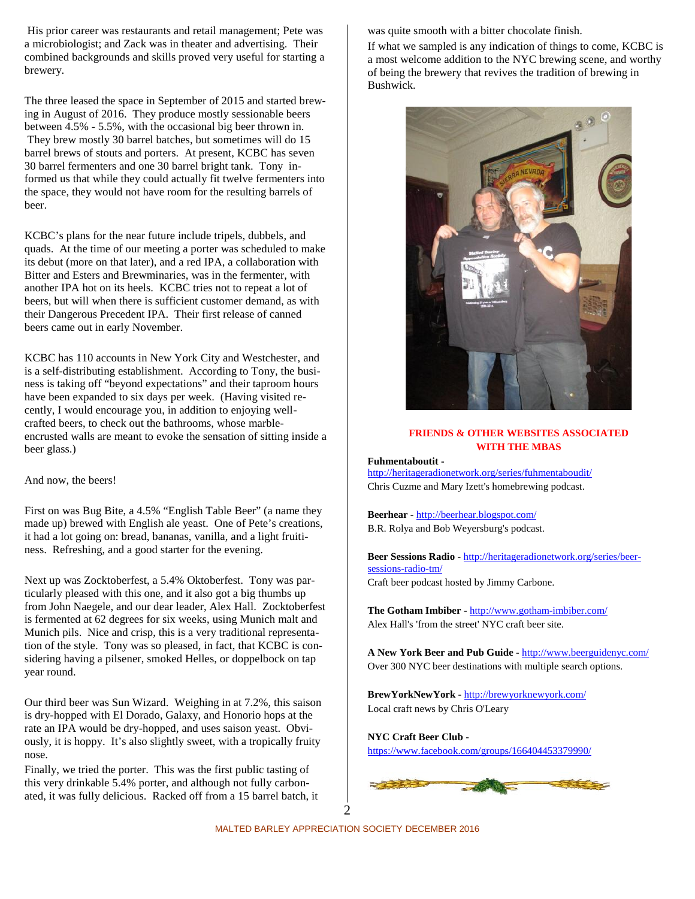His prior career was restaurants and retail management; Pete was a microbiologist; and Zack was in theater and advertising. Their combined backgrounds and skills proved very useful for starting a brewery.

The three leased the space in September of 2015 and started brewing in August of 2016. They produce mostly sessionable beers between 4.5% - 5.5%, with the occasional big beer thrown in. They brew mostly 30 barrel batches, but sometimes will do 15 barrel brews of stouts and porters. At present, KCBC has seven 30 barrel fermenters and one 30 barrel bright tank. Tony informed us that while they could actually fit twelve fermenters into the space, they would not have room for the resulting barrels of beer.

KCBC's plans for the near future include tripels, dubbels, and quads. At the time of our meeting a porter was scheduled to make its debut (more on that later), and a red IPA, a collaboration with Bitter and Esters and Brewminaries, was in the fermenter, with another IPA hot on its heels. KCBC tries not to repeat a lot of beers, but will when there is sufficient customer demand, as with their Dangerous Precedent IPA. Their first release of canned beers came out in early November.

KCBC has 110 accounts in New York City and Westchester, and is a self-distributing establishment. According to Tony, the business is taking off "beyond expectations" and their taproom hours have been expanded to six days per week. (Having visited recently, I would encourage you, in addition to enjoying well-crafted beers, to check out the bathrooms, whose marble-encrusted walls are meant to evoke the sensation of sitting inside a beer glass.)

And now, the beers!

First on was Bug Bite, a 4.5% "English Table Beer" (a name they made up) brewed with English ale yeast. One of Pete's creations, it had a lot going on: bread, bananas, vanilla, and a light fruitiness. Refreshing, and a good starter for the evening.

Next up was Zocktoberfest, a 5.4% Oktoberfest. Tony was particularly pleased with this one, and it also got a big thumbs up from John Naegele, and our dear leader, Alex Hall. Zocktoberfest is fermented at 62 degrees for six weeks, using Munich malt and Munich pils. Nice and crisp, this is a very traditional representation of the style. Tony was so pleased, in fact, that KCBC is considering having a pilsener, smoked Helles, or doppelbock on tap year round.

Our third beer was Sun Wizard. Weighing in at 7.2%, this saison is dry-hopped with El Dorado, Galaxy, and Honorio hops at the rate an IPA would be dry-hopped, and uses saison yeast. Obviously, it is hoppy. It's also slightly sweet, with a tropically fruity nose.

Finally, we tried the porter. This was the first public tasting of this very drinkable 5.4% porter, and although not fully carbonated, it was fully delicious. Racked off from a 15 barrel batch, it was quite smooth with a bitter chocolate finish.

If what we sampled is any indication of things to come, KCBC is a most welcome addition to the NYC brewing scene, and worthy of being the brewery that revives the tradition of brewing in Bushwick.

## FRIENDS & OTHER WEBSITES ASSOCIATED WITH THE MBAS

**Fuhmentaboutit -** http://heritageradionetwork.org/series/fuhmentaboudit/
Chris Cuzme and Mary Izett's homebrewing podcast.

**Beerhear -** http://beerhear.blogspot.com/
B.R. Rolya and Bob Weyersburg's podcast.

**Beer Sessions Radio -** http://heritageradionetwork.org/series/beer-sessions-radio-tm/
Craft beer podcast hosted by Jimmy Carbone.

**The Gotham Imbiber -** http://www.gotham-imbiber.com/
Alex Hall's 'from the street' NYC craft beer site.

**A New York Beer and Pub Guide -** http://www.beerguidenyc.com/
Over 300 NYC beer destinations with multiple search options.

**BrewYorkNewYork -** http://brewyorknewyork.com/
Local craft news by Chris O'Leary

**NYC Craft Beer Club -**
https://www.facebook.com/groups/166404453379990/